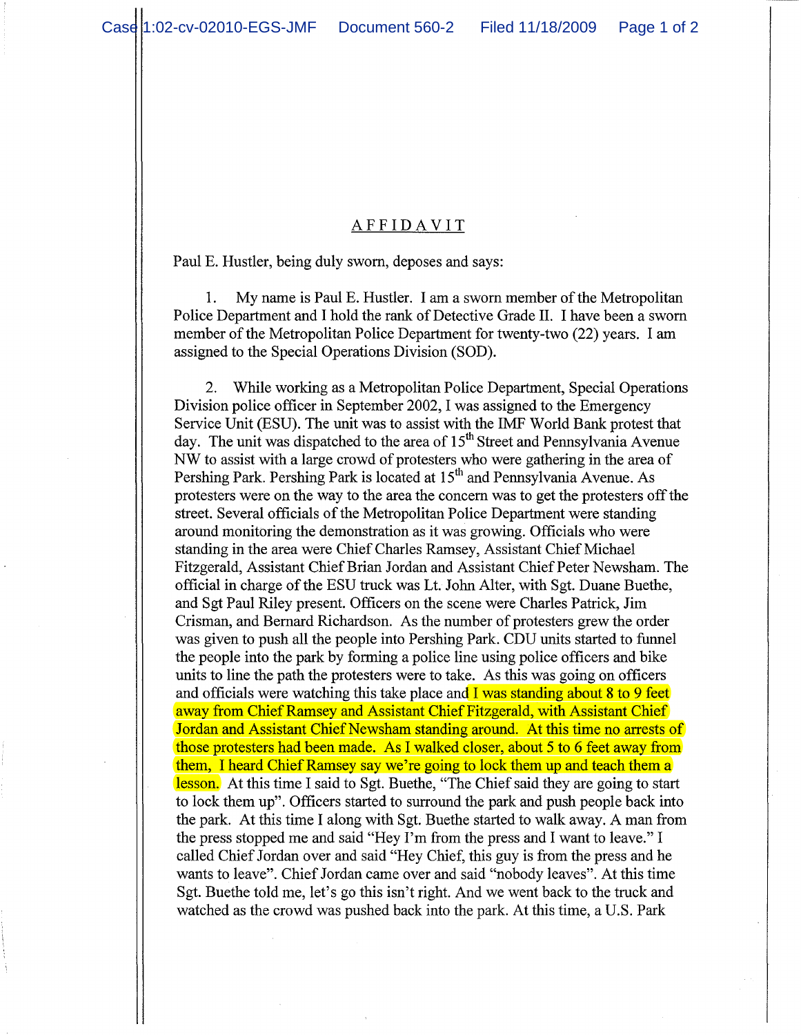## AFFIDAVIT

Paul E. Hustler, being duly sworn, deposes and says:

1. My name is Paul E. Hustler. I am a sworn member of the Metropolitan Police Department and I hold the rank of Detective Grade II. I have been a sworn member of the Metropolitan Police Department for twenty-two (22) years. I am assigned to the Special Operations Division (SOD).

2. While working as a Metropolitan Police Department, Special Operations Division police officer in September 2002, I was assigned to the Emergency Service Unit (ESU). The unit was to assist with the IMF World Bank protest that day. The unit was dispatched to the area of 15th Street and Pennsylvania Avenue NW to assist with a large crowd of protesters who were gathering in the area of Pershing Park. Pershing Park is located at 15th and Pennsylvania Avenue. As protesters were on the way to the area the concern was to get the protesters off the street. Several officials of the Metropolitan Police Department were standing around monitoring the demonstration as it was growing. Officials who were standing in the area were Chief Charles Ramsey, Assistant Chief Michael Fitzgerald, Assistant Chief Brian Jordan and Assistant Chief Peter Newsham. The official in charge of the ESU truck was Lt. John Alter, with Sgt. Duane Buethe, and Sgt Paul Riley present. Officers on the scene were Charles Patrick, Jim Crisman, and Bernard Richardson. As the number of protesters grew the order was given to push all the people into Pershing Park. CDU units started to funnel the people into the park by forming a police line using police officers and bike units to line the path the protesters were to take. As this was going on officers and officials were watching this take place and I was standing about 8 to 9 feet away from Chief Ramsey and Assistant Chief Fitzgerald, with Assistant Chief Jordan and Assistant Chief Newsham standing around. At this time no arrests of those protesters had been made. As I walked closer, about 5 to 6 feet away from them, I heard Chief Ramsey say we're going to lock them up and teach them a lesson. At this time I said to Sgt. Buethe, "The Chief said they are going to start to lock them up". Officers started to surround the park and push people back into the park. At this time I along with Sgt. Buethe started to walk away. A man from the press stopped me and said "Hey I'm from the press and I want to leave." I called Chief Jordan over and said "Hey Chief, this guy is from the press and he wants to leave". Chief Jordan came over and said "nobody leaves". At this time Sgt. Buethe told me, let's go this isn't right. And we went back to the truck and watched as the crowd was pushed back into the park. At this time, a U.S. Park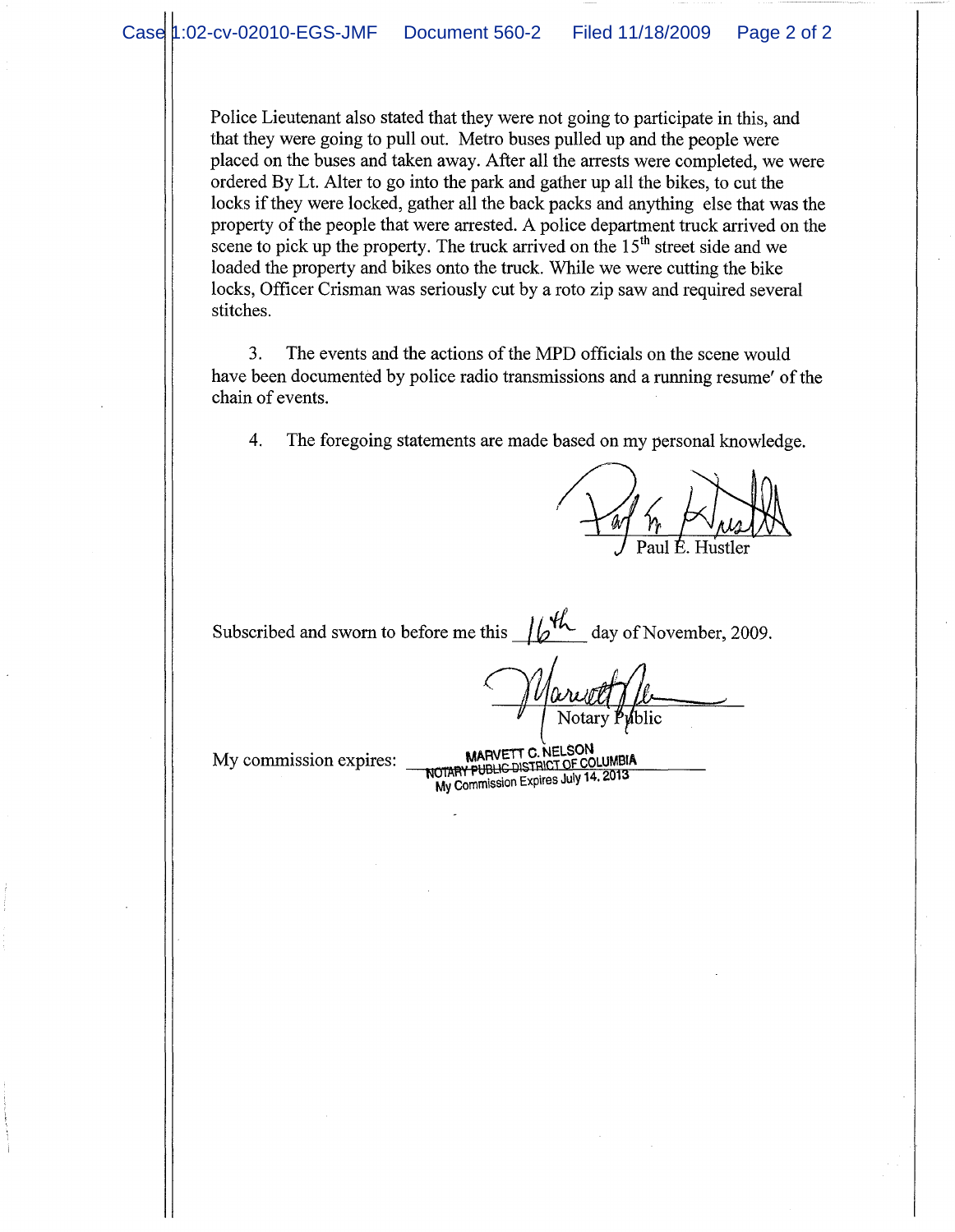Police Lieutenant also stated that they were not going to participate in this, and that they were going to pull out. Metro buses pulled up and the people were placed on the buses and taken away. After all the arrests were completed, we were ordered By Lt. Alter to go into the park and gather up all the bikes, to cut the locks if they were locked, gather all the back packs and anything else that was the property of the people that were arrested. A police department truck arrived on the scene to pick up the property. The truck arrived on the 15th street side and we loaded the property and bikes onto the truck. While we were cutting the bike locks, Officer Crisman was seriously cut by a roto zip saw and required several stitches.

3. The events and the actions of the MPD officials on the scene would have been documented by police radio transmissions and a running resume' of the chain of events.

4. The foregoing statements are made based on my personal knowledge.

Paul E. Hustler

Subscribed and sworn to before me this 16th day of November, 2009.

Notary Public

My commission expires: MARVETT C. NELSON NOTARY PUBLIC DISTRICT OF COLUMBIA My Commission Expires July 14, 2013